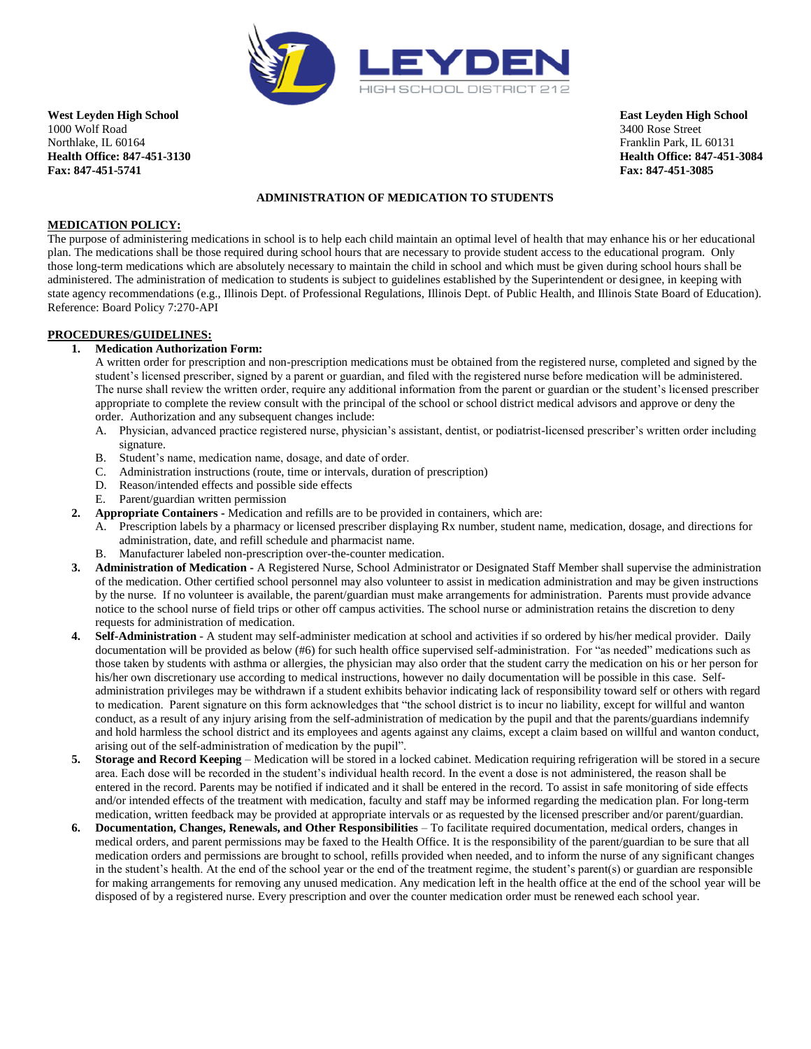LEYDEN
HIGH SCHOOL DISTRICT 212

**West Leyden High School**
1000 Wolf Road
Northlake, IL 60164
**Health Office: 847-451-3130**
**Fax: 847-451-5741**

**East Leyden High School**
3400 Rose Street
Franklin Park, IL 60131
**Health Office: 847-451-3084**
**Fax: 847-451-3085**

# ADMINISTRATION OF MEDICATION TO STUDENTS

## MEDICATION POLICY:

The purpose of administering medications in school is to help each child maintain an optimal level of health that may enhance his or her educational plan. The medications shall be those required during school hours that are necessary to provide student access to the educational program. Only those long-term medications which are absolutely necessary to maintain the child in school and which must be given during school hours shall be administered. The administration of medication to students is subject to guidelines established by the Superintendent or designee, in keeping with state agency recommendations (e.g., Illinois Dept. of Professional Regulations, Illinois Dept. of Public Health, and Illinois State Board of Education). Reference: Board Policy 7:270-API

## PROCEDURES/GUIDELINES:

1. **Medication Authorization Form:**
   A written order for prescription and non-prescription medications must be obtained from the registered nurse, completed and signed by the student's licensed prescriber, signed by a parent or guardian, and filed with the registered nurse before medication will be administered. The nurse shall review the written order, require any additional information from the parent or guardian or the student's licensed prescriber appropriate to complete the review consult with the principal of the school or school district medical advisors and approve or deny the order. Authorization and any subsequent changes include:
   A. Physician, advanced practice registered nurse, physician's assistant, dentist, or podiatrist-licensed prescriber's written order including signature.
   B. Student's name, medication name, dosage, and date of order.
   C. Administration instructions (route, time or intervals, duration of prescription)
   D. Reason/intended effects and possible side effects
   E. Parent/guardian written permission
2. **Appropriate Containers -** Medication and refills are to be provided in containers, which are:
   A. Prescription labels by a pharmacy or licensed prescriber displaying Rx number, student name, medication, dosage, and directions for administration, date, and refill schedule and pharmacist name.
   B. Manufacturer labeled non-prescription over-the-counter medication.
3. **Administration of Medication -** A Registered Nurse, School Administrator or Designated Staff Member shall supervise the administration of the medication. Other certified school personnel may also volunteer to assist in medication administration and may be given instructions by the nurse. If no volunteer is available, the parent/guardian must make arrangements for administration. Parents must provide advance notice to the school nurse of field trips or other off campus activities. The school nurse or administration retains the discretion to deny requests for administration of medication.
4. **Self-Administration -** A student may self-administer medication at school and activities if so ordered by his/her medical provider. Daily documentation will be provided as below (#6) for such health office supervised self-administration. For "as needed" medications such as those taken by students with asthma or allergies, the physician may also order that the student carry the medication on his or her person for his/her own discretionary use according to medical instructions, however no daily documentation will be possible in this case. Self-administration privileges may be withdrawn if a student exhibits behavior indicating lack of responsibility toward self or others with regard to medication. Parent signature on this form acknowledges that "the school district is to incur no liability, except for willful and wanton conduct, as a result of any injury arising from the self-administration of medication by the pupil and that the parents/guardians indemnify and hold harmless the school district and its employees and agents against any claims, except a claim based on willful and wanton conduct, arising out of the self-administration of medication by the pupil".
5. **Storage and Record Keeping –** Medication will be stored in a locked cabinet. Medication requiring refrigeration will be stored in a secure area. Each dose will be recorded in the student's individual health record. In the event a dose is not administered, the reason shall be entered in the record. Parents may be notified if indicated and it shall be entered in the record. To assist in safe monitoring of side effects and/or intended effects of the treatment with medication, faculty and staff may be informed regarding the medication plan. For long-term medication, written feedback may be provided at appropriate intervals or as requested by the licensed prescriber and/or parent/guardian.
6. **Documentation, Changes, Renewals, and Other Responsibilities –** To facilitate required documentation, medical orders, changes in medical orders, and parent permissions may be faxed to the Health Office. It is the responsibility of the parent/guardian to be sure that all medication orders and permissions are brought to school, refills provided when needed, and to inform the nurse of any significant changes in the student's health. At the end of the school year or the end of the treatment regime, the student's parent(s) or guardian are responsible for making arrangements for removing any unused medication. Any medication left in the health office at the end of the school year will be disposed of by a registered nurse. Every prescription and over the counter medication order must be renewed each school year.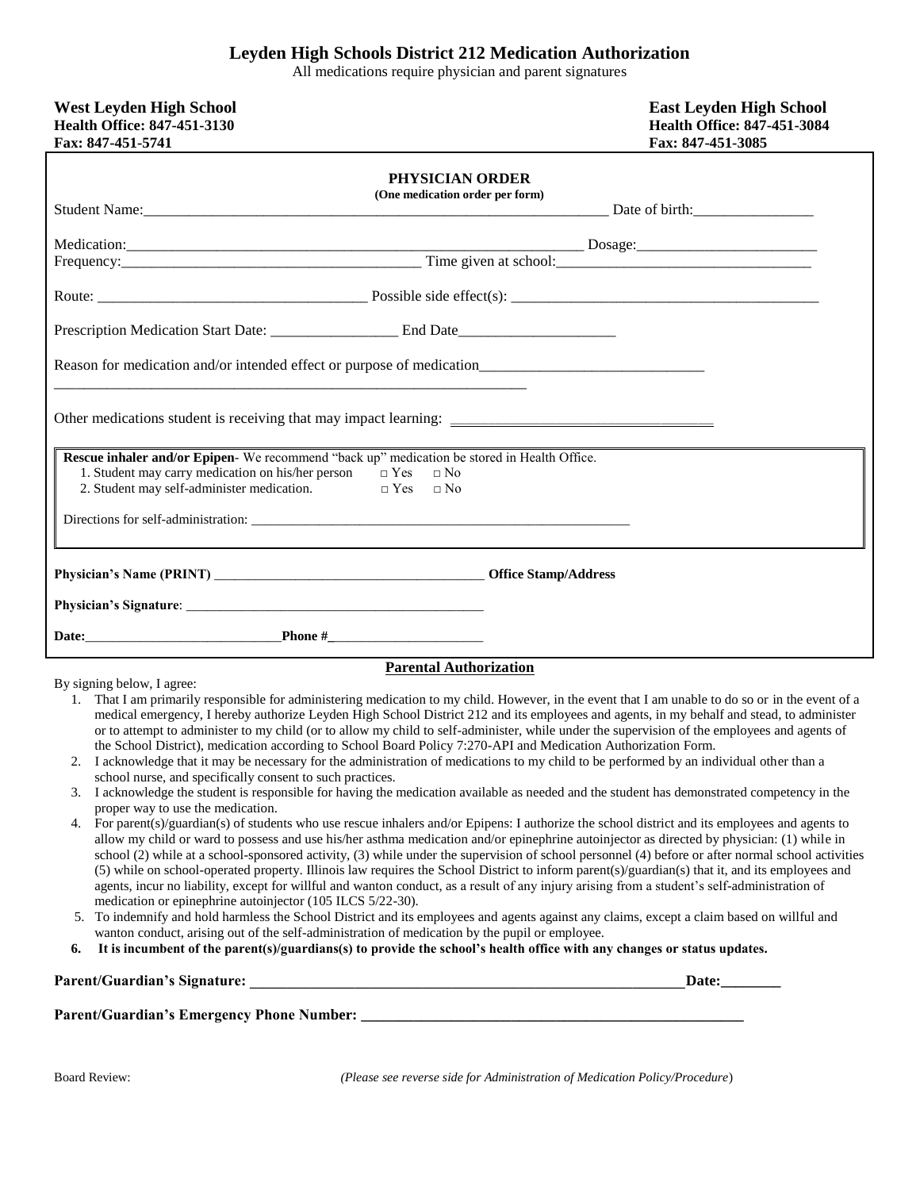# Leyden High Schools District 212 Medication Authorization

All medications require physician and parent signatures

**West Leyden High School**
**Health Office: 847-451-3130**
**Fax: 847-451-5741**

**East Leyden High School**
**Health Office: 847-451-3084**
**Fax: 847-451-3085**

## PHYSICIAN ORDER

**(One medication order per form)**

Student Name:_______________________________________________________________ Date of birth:________________

Medication:_________________________________________________________________ Dosage:________________________

Frequency:_______________________________________ Time given at school:________________________________

Route: ___________________________________ Possible side effect(s): ________________________________________

Prescription Medication Start Date: _________________ End Date_____________________

Reason for medication and/or intended effect or purpose of medication______________________________

_______________________________________________________________

Other medications student is receiving that may impact learning: __________________________________

**Rescue inhaler and/or Epipen**- We recommend "back up" medication be stored in Health Office.

1. Student may carry medication on his/her person □ Yes □ No
2. Student may self-administer medication. □ Yes □ No

Directions for self-administration: _________________________________________________________

**Physician's Name (PRINT)** _______________________________________ **Office Stamp/Address**

**Physician's Signature**: ____________________________________________

**Date:**____________________________**Phone #**_______________________

## Parental Authorization

By signing below, I agree:

1. That I am primarily responsible for administering medication to my child. However, in the event that I am unable to do so or in the event of a medical emergency, I hereby authorize Leyden High School District 212 and its employees and agents, in my behalf and stead, to administer or to attempt to administer to my child (or to allow my child to self-administer, while under the supervision of the employees and agents of the School District), medication according to School Board Policy 7:270-API and Medication Authorization Form.
2. I acknowledge that it may be necessary for the administration of medications to my child to be performed by an individual other than a school nurse, and specifically consent to such practices.
3. I acknowledge the student is responsible for having the medication available as needed and the student has demonstrated competency in the proper way to use the medication.
4. For parent(s)/guardian(s) of students who use rescue inhalers and/or Epipens: I authorize the school district and its employees and agents to allow my child or ward to possess and use his/her asthma medication and/or epinephrine autoinjector as directed by physician: (1) while in school (2) while at a school-sponsored activity, (3) while under the supervision of school personnel (4) before or after normal school activities (5) while on school-operated property. Illinois law requires the School District to inform parent(s)/guardian(s) that it, and its employees and agents, incur no liability, except for willful and wanton conduct, as a result of any injury arising from a student's self-administration of medication or epinephrine autoinjector (105 ILCS 5/22-30).
5. To indemnify and hold harmless the School District and its employees and agents against any claims, except a claim based on willful and wanton conduct, arising out of the self-administration of medication by the pupil or employee.
6. **It is incumbent of the parent(s)/guardians(s) to provide the school's health office with any changes or status updates.**

**Parent/Guardian's Signature: ___________________________________________________________Date:________**

**Parent/Guardian's Emergency Phone Number: ___________________________________________________**

Board Review:

*(Please see reverse side for Administration of Medication Policy/Procedure)*